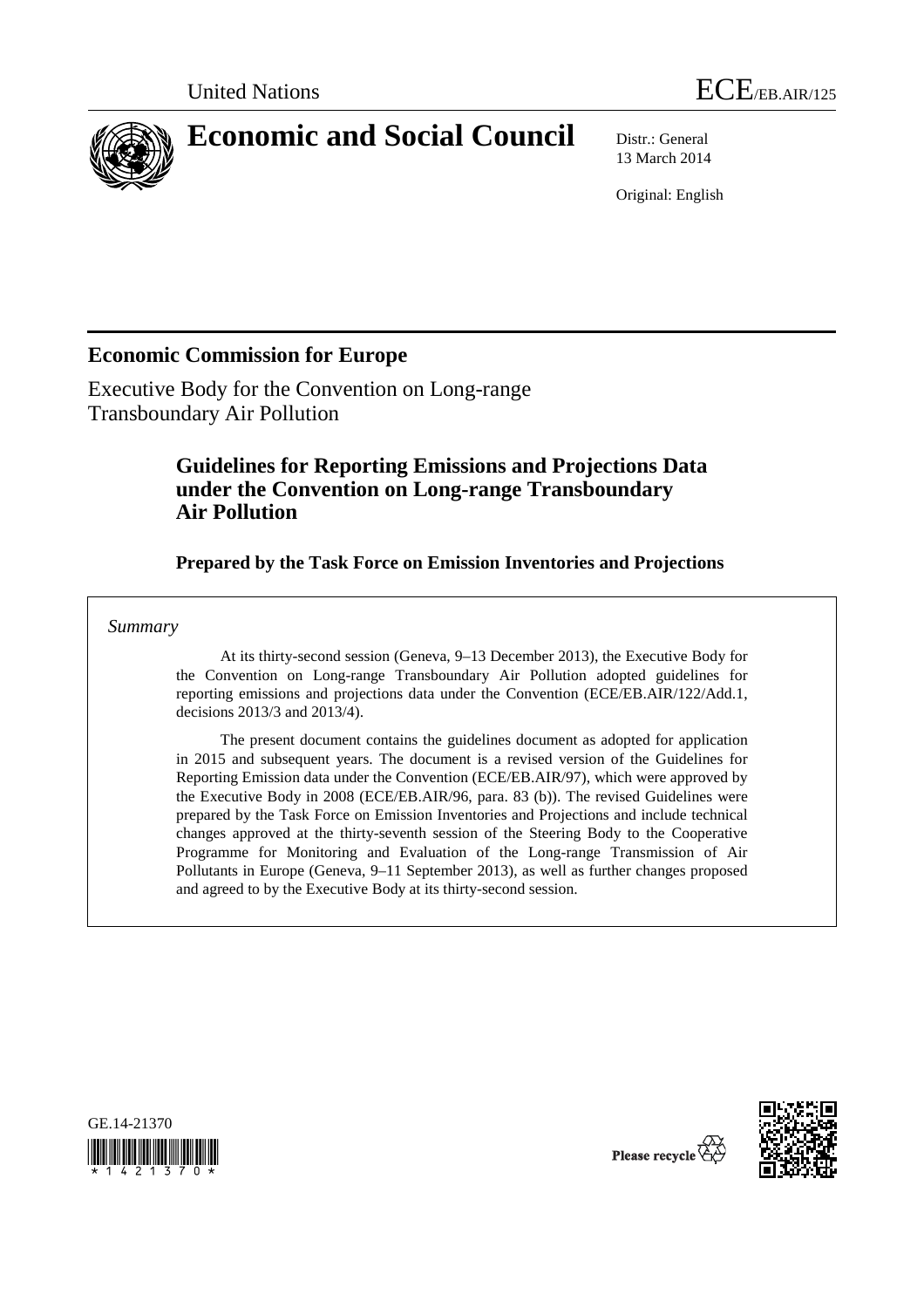United Nations ECE/EB.AIR/125

# Economic and Social Council

Distr.: General
13 March 2014

Original: English

## Economic Commission for Europe

Executive Body for the Convention on Long-range Transboundary Air Pollution

### Guidelines for Reporting Emissions and Projections Data under the Convention on Long-range Transboundary Air Pollution

**Prepared by the Task Force on Emission Inventories and Projections**

*Summary*

At its thirty-second session (Geneva, 9–13 December 2013), the Executive Body for the Convention on Long-range Transboundary Air Pollution adopted guidelines for reporting emissions and projections data under the Convention (ECE/EB.AIR/122/Add.1, decisions 2013/3 and 2013/4).

The present document contains the guidelines document as adopted for application in 2015 and subsequent years. The document is a revised version of the Guidelines for Reporting Emission data under the Convention (ECE/EB.AIR/97), which were approved by the Executive Body in 2008 (ECE/EB.AIR/96, para. 83 (b)). The revised Guidelines were prepared by the Task Force on Emission Inventories and Projections and include technical changes approved at the thirty-seventh session of the Steering Body to the Cooperative Programme for Monitoring and Evaluation of the Long-range Transmission of Air Pollutants in Europe (Geneva, 9–11 September 2013), as well as further changes proposed and agreed to by the Executive Body at its thirty-second session.

GE.14-21370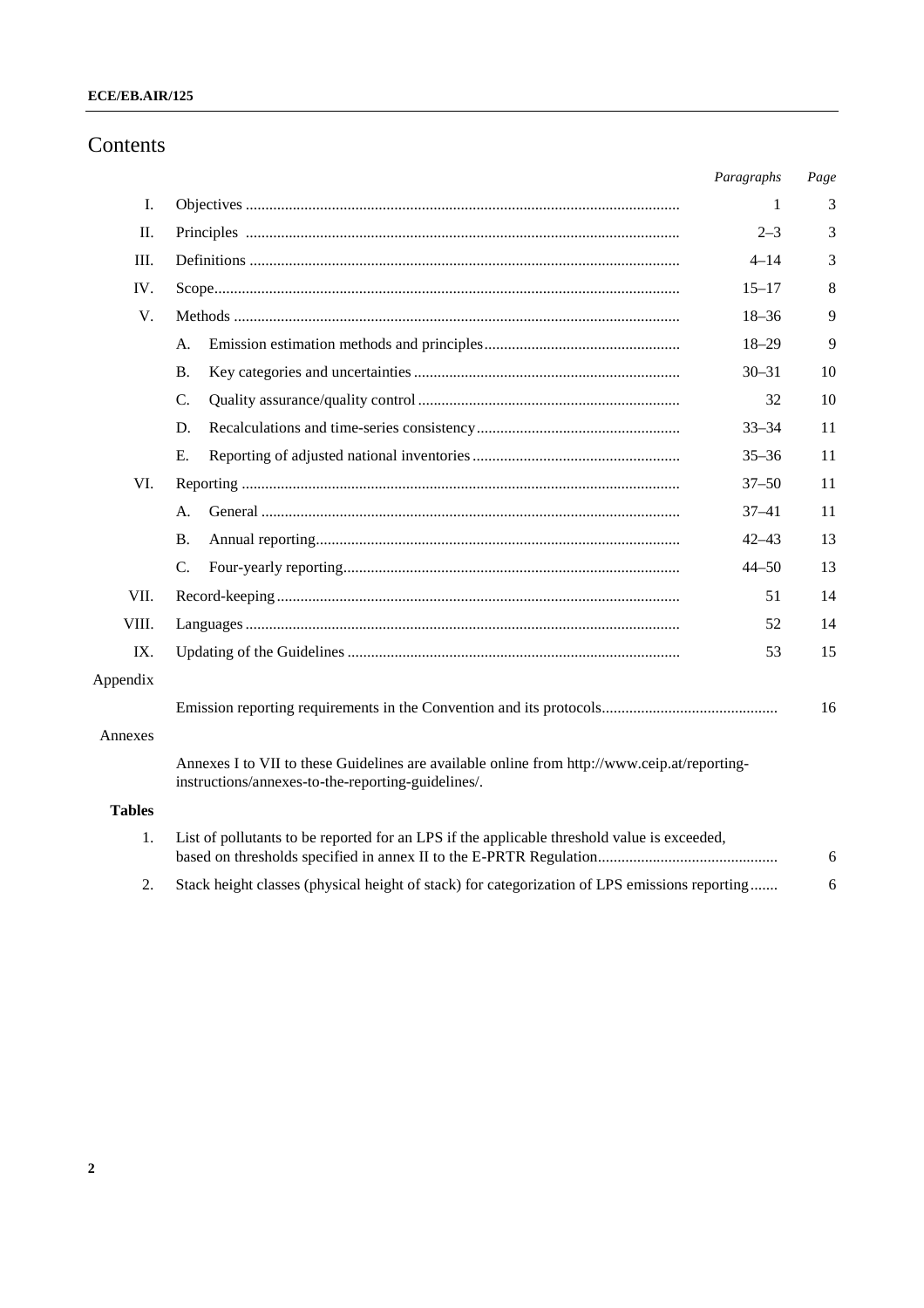# Contents

| | | *Paragraphs* | *Page* |
|---|---|---|---|
| I. | Objectives | 1 | 3 |
| II. | Principles | 2–3 | 3 |
| III. | Definitions | 4–14 | 3 |
| IV. | Scope | 15–17 | 8 |
| V. | Methods | 18–36 | 9 |
| | A. Emission estimation methods and principles | 18–29 | 9 |
| | B. Key categories and uncertainties | 30–31 | 10 |
| | C. Quality assurance/quality control | 32 | 10 |
| | D. Recalculations and time-series consistency | 33–34 | 11 |
| | E. Reporting of adjusted national inventories | 35–36 | 11 |
| VI. | Reporting | 37–50 | 11 |
| | A. General | 37–41 | 11 |
| | B. Annual reporting | 42–43 | 13 |
| | C. Four-yearly reporting | 44–50 | 13 |
| VII. | Record-keeping | 51 | 14 |
| VIII. | Languages | 52 | 14 |
| IX. | Updating of the Guidelines | 53 | 15 |

Appendix

| | |
|---|---|
| Emission reporting requirements in the Convention and its protocols | 16 |

Annexes

Annexes I to VII to these Guidelines are available online from http://www.ceip.at/reporting-instructions/annexes-to-the-reporting-guidelines/.

**Tables**

| | | |
|---|---|---|
| 1. | List of pollutants to be reported for an LPS if the applicable threshold value is exceeded, based on thresholds specified in annex II to the E-PRTR Regulation | 6 |
| 2. | Stack height classes (physical height of stack) for categorization of LPS emissions reporting | 6 |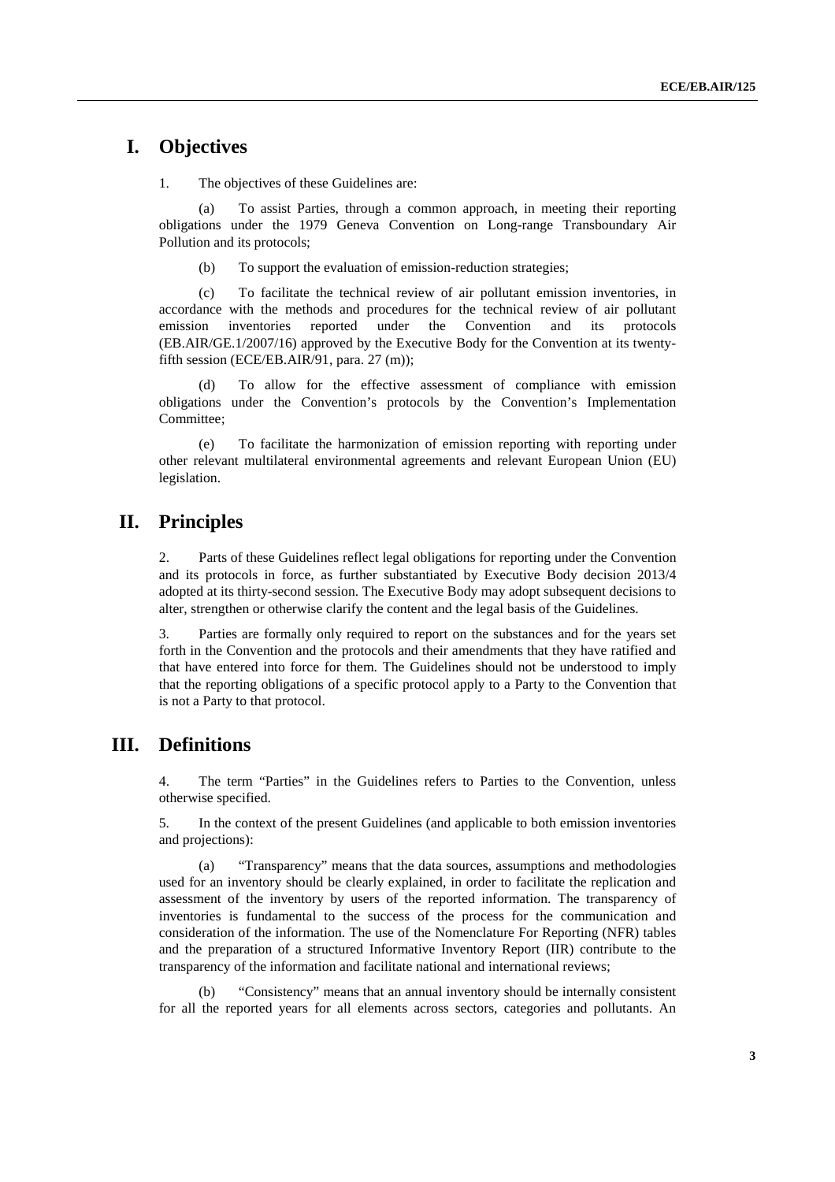# I. Objectives

1. The objectives of these Guidelines are:

(a) To assist Parties, through a common approach, in meeting their reporting obligations under the 1979 Geneva Convention on Long-range Transboundary Air Pollution and its protocols;

(b) To support the evaluation of emission-reduction strategies;

(c) To facilitate the technical review of air pollutant emission inventories, in accordance with the methods and procedures for the technical review of air pollutant emission inventories reported under the Convention and its protocols (EB.AIR/GE.1/2007/16) approved by the Executive Body for the Convention at its twenty-fifth session (ECE/EB.AIR/91, para. 27 (m));

(d) To allow for the effective assessment of compliance with emission obligations under the Convention's protocols by the Convention's Implementation Committee;

(e) To facilitate the harmonization of emission reporting with reporting under other relevant multilateral environmental agreements and relevant European Union (EU) legislation.

# II. Principles

2. Parts of these Guidelines reflect legal obligations for reporting under the Convention and its protocols in force, as further substantiated by Executive Body decision 2013/4 adopted at its thirty-second session. The Executive Body may adopt subsequent decisions to alter, strengthen or otherwise clarify the content and the legal basis of the Guidelines.

3. Parties are formally only required to report on the substances and for the years set forth in the Convention and the protocols and their amendments that they have ratified and that have entered into force for them. The Guidelines should not be understood to imply that the reporting obligations of a specific protocol apply to a Party to the Convention that is not a Party to that protocol.

# III. Definitions

4. The term "Parties" in the Guidelines refers to Parties to the Convention, unless otherwise specified.

5. In the context of the present Guidelines (and applicable to both emission inventories and projections):

(a) "Transparency" means that the data sources, assumptions and methodologies used for an inventory should be clearly explained, in order to facilitate the replication and assessment of the inventory by users of the reported information. The transparency of inventories is fundamental to the success of the process for the communication and consideration of the information. The use of the Nomenclature For Reporting (NFR) tables and the preparation of a structured Informative Inventory Report (IIR) contribute to the transparency of the information and facilitate national and international reviews;

(b) "Consistency" means that an annual inventory should be internally consistent for all the reported years for all elements across sectors, categories and pollutants. An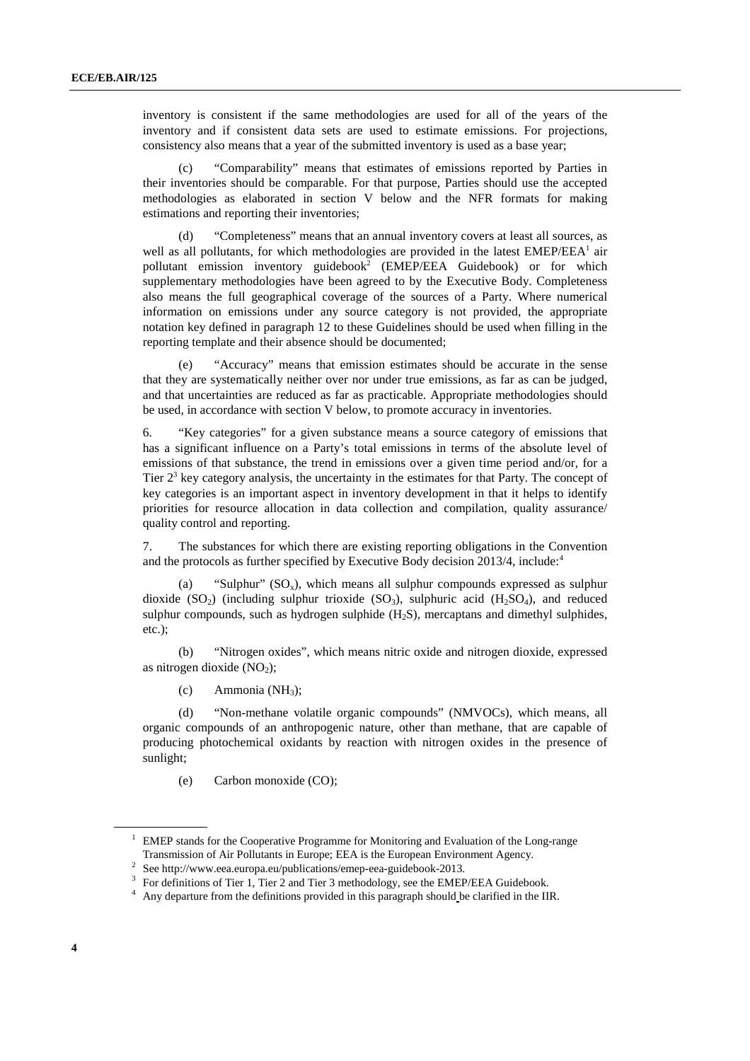inventory is consistent if the same methodologies are used for all of the years of the inventory and if consistent data sets are used to estimate emissions. For projections, consistency also means that a year of the submitted inventory is used as a base year;

(c) "Comparability" means that estimates of emissions reported by Parties in their inventories should be comparable. For that purpose, Parties should use the accepted methodologies as elaborated in section V below and the NFR formats for making estimations and reporting their inventories;

(d) "Completeness" means that an annual inventory covers at least all sources, as well as all pollutants, for which methodologies are provided in the latest EMEP/EEA[1] air pollutant emission inventory guidebook[2] (EMEP/EEA Guidebook) or for which supplementary methodologies have been agreed to by the Executive Body. Completeness also means the full geographical coverage of the sources of a Party. Where numerical information on emissions under any source category is not provided, the appropriate notation key defined in paragraph 12 to these Guidelines should be used when filling in the reporting template and their absence should be documented;

(e) "Accuracy" means that emission estimates should be accurate in the sense that they are systematically neither over nor under true emissions, as far as can be judged, and that uncertainties are reduced as far as practicable. Appropriate methodologies should be used, in accordance with section V below, to promote accuracy in inventories.

6. "Key categories" for a given substance means a source category of emissions that has a significant influence on a Party's total emissions in terms of the absolute level of emissions of that substance, the trend in emissions over a given time period and/or, for a Tier 2[3] key category analysis, the uncertainty in the estimates for that Party. The concept of key categories is an important aspect in inventory development in that it helps to identify priorities for resource allocation in data collection and compilation, quality assurance/ quality control and reporting.

7. The substances for which there are existing reporting obligations in the Convention and the protocols as further specified by Executive Body decision 2013/4, include:[4]

(a) "Sulphur" ($SO_x$), which means all sulphur compounds expressed as sulphur dioxide ($SO_2$) (including sulphur trioxide ($SO_3$), sulphuric acid ($H_2SO_4$), and reduced sulphur compounds, such as hydrogen sulphide ($H_2S$), mercaptans and dimethyl sulphides, etc.);

(b) "Nitrogen oxides", which means nitric oxide and nitrogen dioxide, expressed as nitrogen dioxide ($NO_2$);

(c) Ammonia ($NH_3$);

(d) "Non-methane volatile organic compounds" (NMVOCs), which means, all organic compounds of an anthropogenic nature, other than methane, that are capable of producing photochemical oxidants by reaction with nitrogen oxides in the presence of sunlight;

(e) Carbon monoxide (CO);

---

[1] EMEP stands for the Cooperative Programme for Monitoring and Evaluation of the Long-range Transmission of Air Pollutants in Europe; EEA is the European Environment Agency.

[2] See http://www.eea.europa.eu/publications/emep-eea-guidebook-2013.

[3] For definitions of Tier 1, Tier 2 and Tier 3 methodology, see the EMEP/EEA Guidebook.

[4] Any departure from the definitions provided in this paragraph should be clarified in the IIR.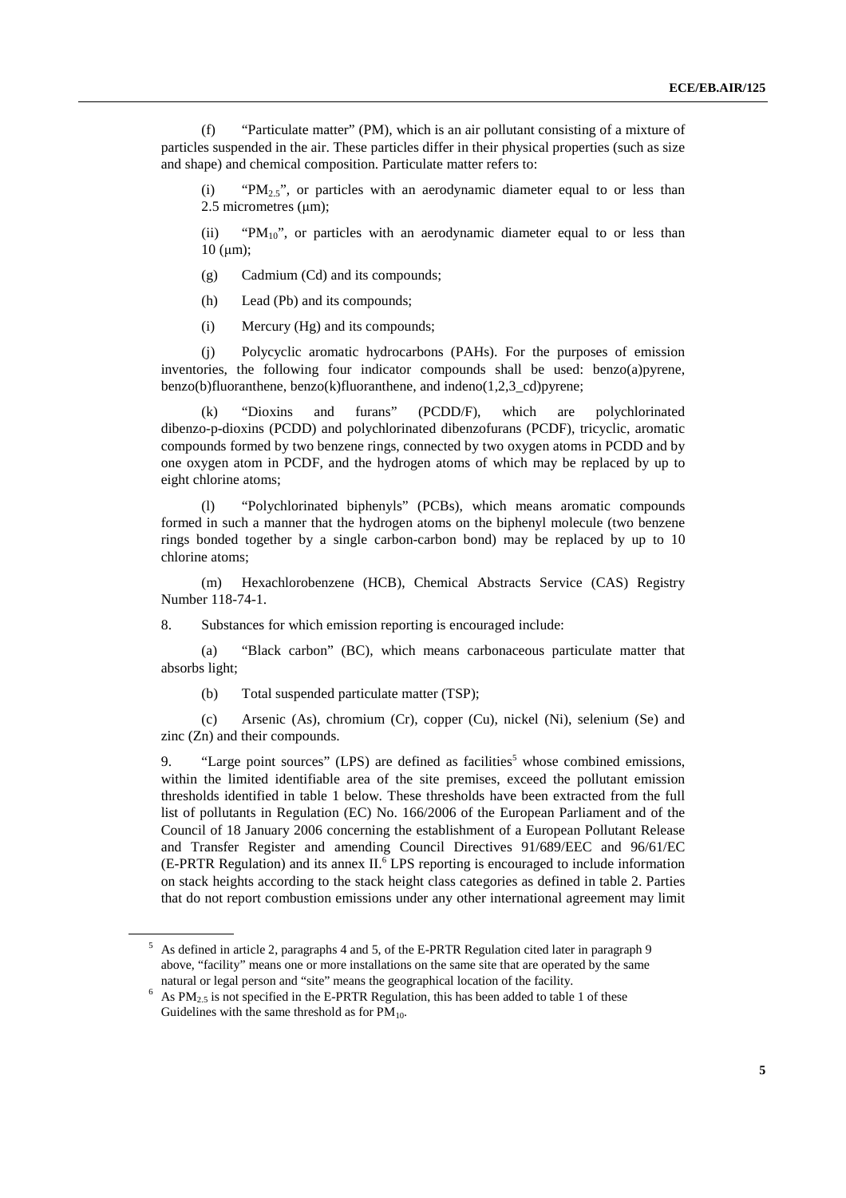(f) "Particulate matter" (PM), which is an air pollutant consisting of a mixture of particles suspended in the air. These particles differ in their physical properties (such as size and shape) and chemical composition. Particulate matter refers to:

(i) "$PM_{2.5}$", or particles with an aerodynamic diameter equal to or less than 2.5 micrometres (μm);

(ii) "$PM_{10}$", or particles with an aerodynamic diameter equal to or less than 10 (μm);

(g) Cadmium (Cd) and its compounds;

(h) Lead (Pb) and its compounds;

(i) Mercury (Hg) and its compounds;

(j) Polycyclic aromatic hydrocarbons (PAHs). For the purposes of emission inventories, the following four indicator compounds shall be used: benzo(a)pyrene, benzo(b)fluoranthene, benzo(k)fluoranthene, and indeno(1,2,3_cd)pyrene;

(k) "Dioxins and furans" (PCDD/F), which are polychlorinated dibenzo-p-dioxins (PCDD) and polychlorinated dibenzofurans (PCDF), tricyclic, aromatic compounds formed by two benzene rings, connected by two oxygen atoms in PCDD and by one oxygen atom in PCDF, and the hydrogen atoms of which may be replaced by up to eight chlorine atoms;

(l) "Polychlorinated biphenyls" (PCBs), which means aromatic compounds formed in such a manner that the hydrogen atoms on the biphenyl molecule (two benzene rings bonded together by a single carbon-carbon bond) may be replaced by up to 10 chlorine atoms;

(m) Hexachlorobenzene (HCB), Chemical Abstracts Service (CAS) Registry Number 118-74-1.

8. Substances for which emission reporting is encouraged include:

(a) "Black carbon" (BC), which means carbonaceous particulate matter that absorbs light;

(b) Total suspended particulate matter (TSP);

(c) Arsenic (As), chromium (Cr), copper (Cu), nickel (Ni), selenium (Se) and zinc (Zn) and their compounds.

9. "Large point sources" (LPS) are defined as facilities[5] whose combined emissions, within the limited identifiable area of the site premises, exceed the pollutant emission thresholds identified in table 1 below. These thresholds have been extracted from the full list of pollutants in Regulation (EC) No. 166/2006 of the European Parliament and of the Council of 18 January 2006 concerning the establishment of a European Pollutant Release and Transfer Register and amending Council Directives 91/689/EEC and 96/61/EC (E-PRTR Regulation) and its annex II.[6] LPS reporting is encouraged to include information on stack heights according to the stack height class categories as defined in table 2. Parties that do not report combustion emissions under any other international agreement may limit

[5] As defined in article 2, paragraphs 4 and 5, of the E-PRTR Regulation cited later in paragraph 9 above, "facility" means one or more installations on the same site that are operated by the same natural or legal person and "site" means the geographical location of the facility.

[6] As $PM_{2.5}$ is not specified in the E-PRTR Regulation, this has been added to table 1 of these Guidelines with the same threshold as for $PM_{10}$.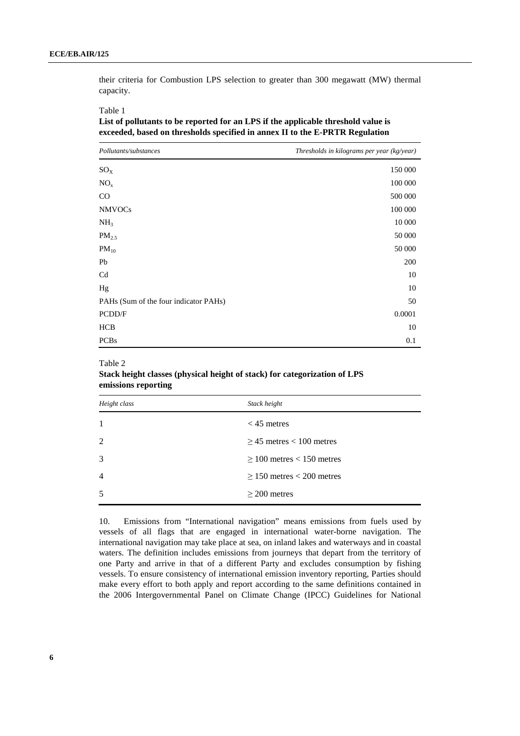their criteria for Combustion LPS selection to greater than 300 megawatt (MW) thermal capacity.

Table 1

**List of pollutants to be reported for an LPS if the applicable threshold value is exceeded, based on thresholds specified in annex II to the E-PRTR Regulation**

| *Pollutants/substances* | *Thresholds in kilograms per year (kg/year)* |
|---|---|
| $SO_X$ | 150 000 |
| $NO_x$ | 100 000 |
| CO | 500 000 |
| NMVOCs | 100 000 |
| $NH_3$ | 10 000 |
| $PM_{2.5}$ | 50 000 |
| $PM_{10}$ | 50 000 |
| Pb | 200 |
| Cd | 10 |
| Hg | 10 |
| PAHs (Sum of the four indicator PAHs) | 50 |
| PCDD/F | 0.0001 |
| HCB | 10 |
| PCBs | 0.1 |

Table 2

**Stack height classes (physical height of stack) for categorization of LPS emissions reporting**

| *Height class* | *Stack height* |
|---|---|
| 1 | < 45 metres |
| 2 | ≥ 45 metres < 100 metres |
| 3 | ≥ 100 metres < 150 metres |
| 4 | ≥ 150 metres < 200 metres |
| 5 | ≥ 200 metres |

10. Emissions from "International navigation" means emissions from fuels used by vessels of all flags that are engaged in international water-borne navigation. The international navigation may take place at sea, on inland lakes and waterways and in coastal waters. The definition includes emissions from journeys that depart from the territory of one Party and arrive in that of a different Party and excludes consumption by fishing vessels. To ensure consistency of international emission inventory reporting, Parties should make every effort to both apply and report according to the same definitions contained in the 2006 Intergovernmental Panel on Climate Change (IPCC) Guidelines for National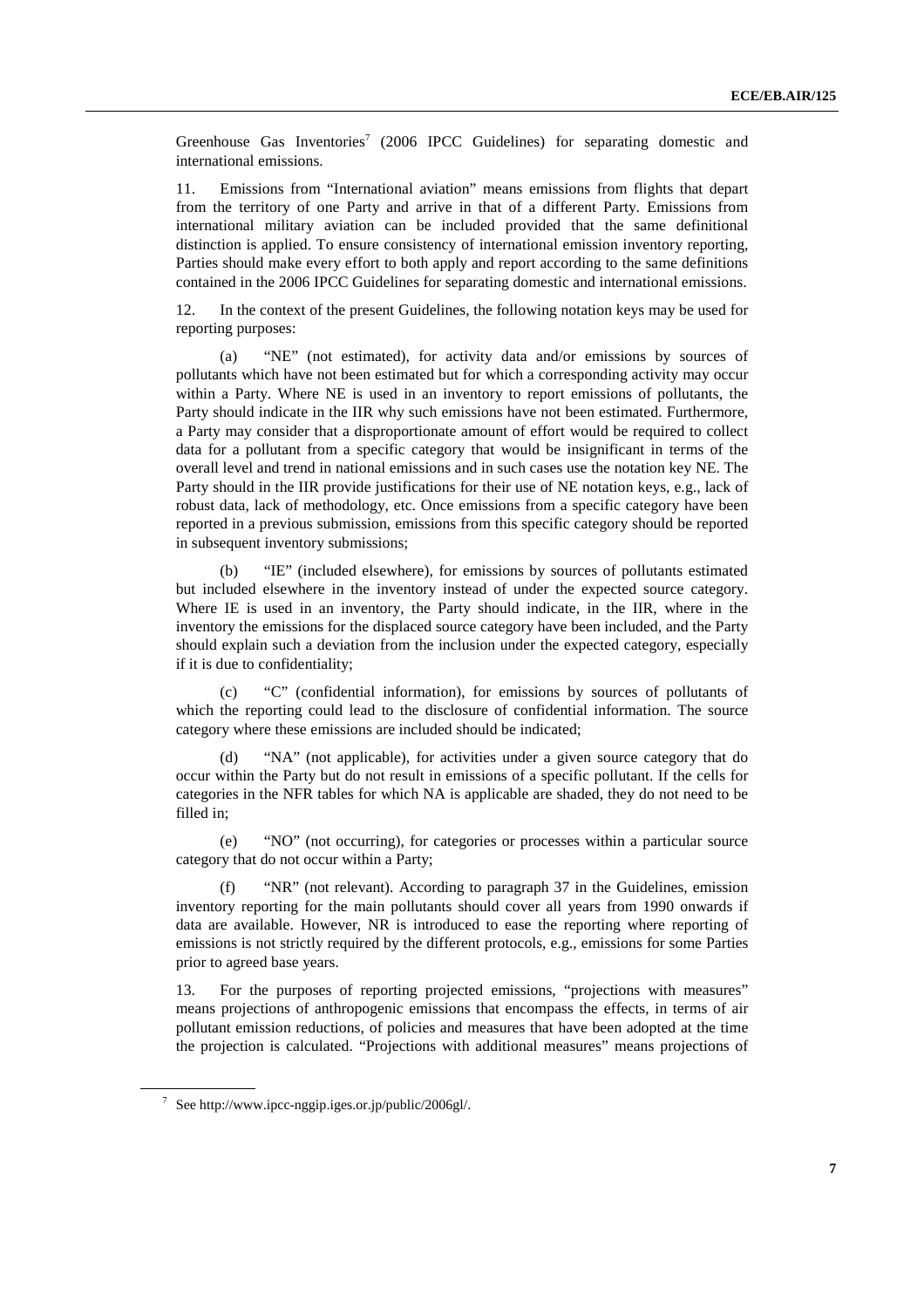Greenhouse Gas Inventories[7] (2006 IPCC Guidelines) for separating domestic and international emissions.

11. Emissions from "International aviation" means emissions from flights that depart from the territory of one Party and arrive in that of a different Party. Emissions from international military aviation can be included provided that the same definitional distinction is applied. To ensure consistency of international emission inventory reporting, Parties should make every effort to both apply and report according to the same definitions contained in the 2006 IPCC Guidelines for separating domestic and international emissions.

12. In the context of the present Guidelines, the following notation keys may be used for reporting purposes:

(a) "NE" (not estimated), for activity data and/or emissions by sources of pollutants which have not been estimated but for which a corresponding activity may occur within a Party. Where NE is used in an inventory to report emissions of pollutants, the Party should indicate in the IIR why such emissions have not been estimated. Furthermore, a Party may consider that a disproportionate amount of effort would be required to collect data for a pollutant from a specific category that would be insignificant in terms of the overall level and trend in national emissions and in such cases use the notation key NE. The Party should in the IIR provide justifications for their use of NE notation keys, e.g., lack of robust data, lack of methodology, etc. Once emissions from a specific category have been reported in a previous submission, emissions from this specific category should be reported in subsequent inventory submissions;

(b) "IE" (included elsewhere), for emissions by sources of pollutants estimated but included elsewhere in the inventory instead of under the expected source category. Where IE is used in an inventory, the Party should indicate, in the IIR, where in the inventory the emissions for the displaced source category have been included, and the Party should explain such a deviation from the inclusion under the expected category, especially if it is due to confidentiality;

(c) "C" (confidential information), for emissions by sources of pollutants of which the reporting could lead to the disclosure of confidential information. The source category where these emissions are included should be indicated;

(d) "NA" (not applicable), for activities under a given source category that do occur within the Party but do not result in emissions of a specific pollutant. If the cells for categories in the NFR tables for which NA is applicable are shaded, they do not need to be filled in;

(e) "NO" (not occurring), for categories or processes within a particular source category that do not occur within a Party;

(f) "NR" (not relevant). According to paragraph 37 in the Guidelines, emission inventory reporting for the main pollutants should cover all years from 1990 onwards if data are available. However, NR is introduced to ease the reporting where reporting of emissions is not strictly required by the different protocols, e.g., emissions for some Parties prior to agreed base years.

13. For the purposes of reporting projected emissions, "projections with measures" means projections of anthropogenic emissions that encompass the effects, in terms of air pollutant emission reductions, of policies and measures that have been adopted at the time the projection is calculated. "Projections with additional measures" means projections of

[7] See http://www.ipcc-nggip.iges.or.jp/public/2006gl/.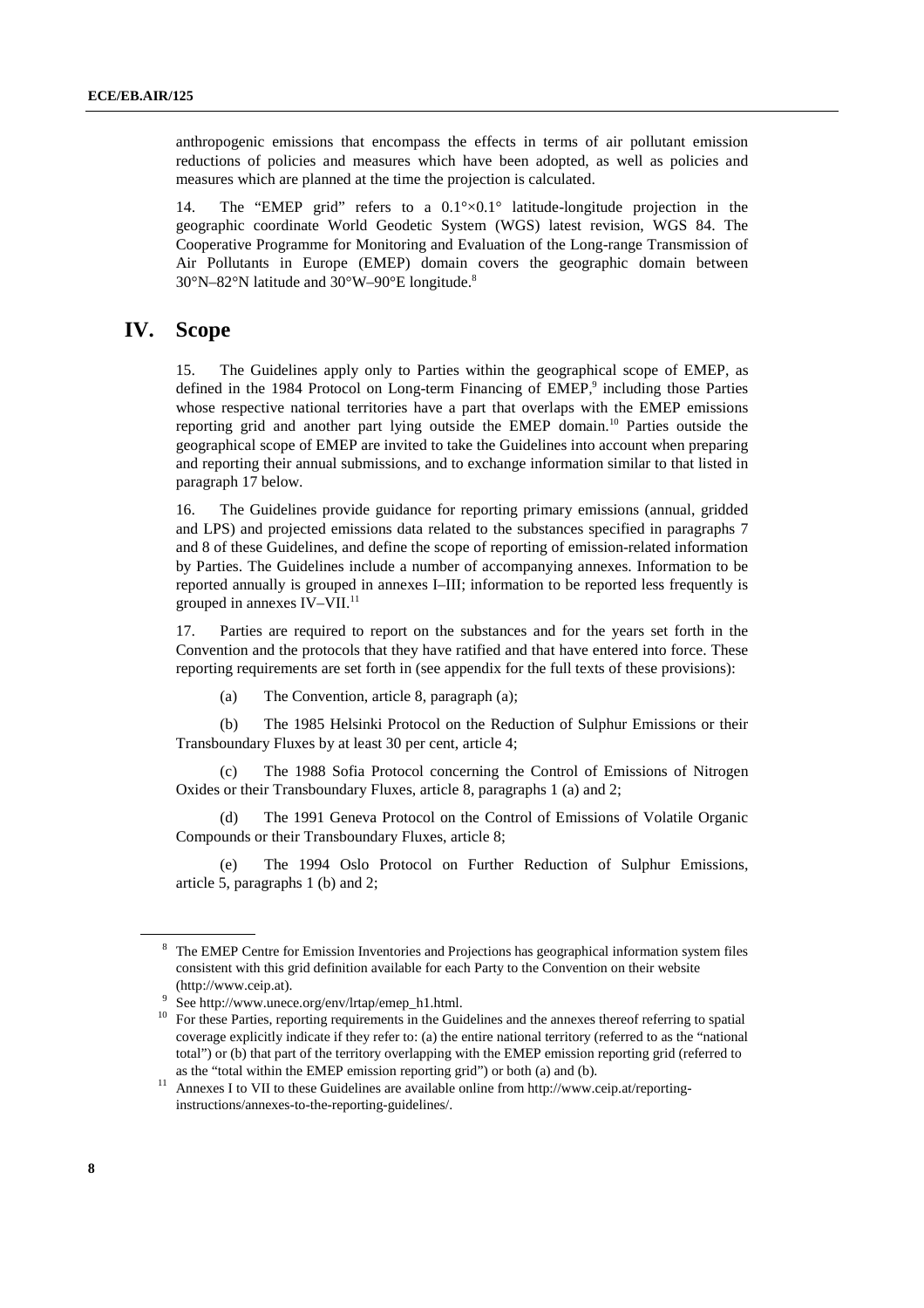anthropogenic emissions that encompass the effects in terms of air pollutant emission reductions of policies and measures which have been adopted, as well as policies and measures which are planned at the time the projection is calculated.

14. The "EMEP grid" refers to a $0.1° \times 0.1°$ latitude-longitude projection in the geographic coordinate World Geodetic System (WGS) latest revision, WGS 84. The Cooperative Programme for Monitoring and Evaluation of the Long-range Transmission of Air Pollutants in Europe (EMEP) domain covers the geographic domain between 30°N–82°N latitude and 30°W–90°E longitude.[8]

## IV. Scope

15. The Guidelines apply only to Parties within the geographical scope of EMEP, as defined in the 1984 Protocol on Long-term Financing of EMEP,[9] including those Parties whose respective national territories have a part that overlaps with the EMEP emissions reporting grid and another part lying outside the EMEP domain.[10] Parties outside the geographical scope of EMEP are invited to take the Guidelines into account when preparing and reporting their annual submissions, and to exchange information similar to that listed in paragraph 17 below.

16. The Guidelines provide guidance for reporting primary emissions (annual, gridded and LPS) and projected emissions data related to the substances specified in paragraphs 7 and 8 of these Guidelines, and define the scope of reporting of emission-related information by Parties. The Guidelines include a number of accompanying annexes. Information to be reported annually is grouped in annexes I–III; information to be reported less frequently is grouped in annexes IV–VII.[11]

17. Parties are required to report on the substances and for the years set forth in the Convention and the protocols that they have ratified and that have entered into force. These reporting requirements are set forth in (see appendix for the full texts of these provisions):

(a) The Convention, article 8, paragraph (a);

(b) The 1985 Helsinki Protocol on the Reduction of Sulphur Emissions or their Transboundary Fluxes by at least 30 per cent, article 4;

(c) The 1988 Sofia Protocol concerning the Control of Emissions of Nitrogen Oxides or their Transboundary Fluxes, article 8, paragraphs 1 (a) and 2;

(d) The 1991 Geneva Protocol on the Control of Emissions of Volatile Organic Compounds or their Transboundary Fluxes, article 8;

(e) The 1994 Oslo Protocol on Further Reduction of Sulphur Emissions, article 5, paragraphs 1 (b) and 2;

---

[8] The EMEP Centre for Emission Inventories and Projections has geographical information system files consistent with this grid definition available for each Party to the Convention on their website (http://www.ceip.at).

[9] See http://www.unece.org/env/lrtap/emep_h1.html.

[10] For these Parties, reporting requirements in the Guidelines and the annexes thereof referring to spatial coverage explicitly indicate if they refer to: (a) the entire national territory (referred to as the "national total") or (b) that part of the territory overlapping with the EMEP emission reporting grid (referred to as the "total within the EMEP emission reporting grid") or both (a) and (b).

[11] Annexes I to VII to these Guidelines are available online from http://www.ceip.at/reporting-instructions/annexes-to-the-reporting-guidelines/.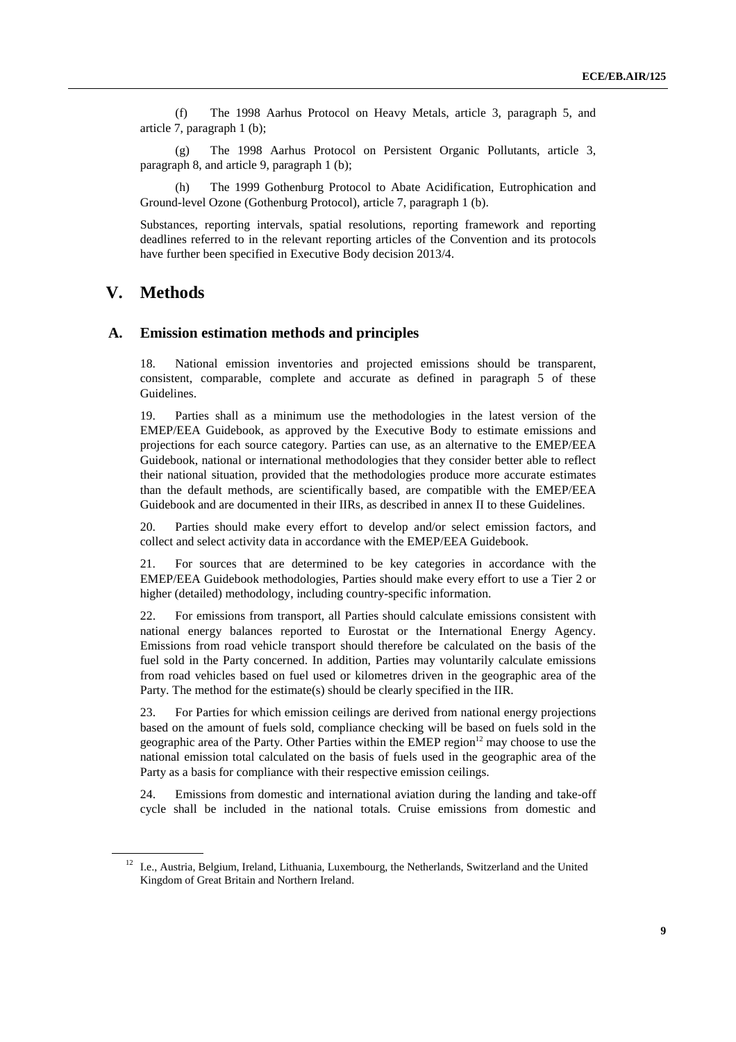(f) The 1998 Aarhus Protocol on Heavy Metals, article 3, paragraph 5, and article 7, paragraph 1 (b);

(g) The 1998 Aarhus Protocol on Persistent Organic Pollutants, article 3, paragraph 8, and article 9, paragraph 1 (b);

(h) The 1999 Gothenburg Protocol to Abate Acidification, Eutrophication and Ground-level Ozone (Gothenburg Protocol), article 7, paragraph 1 (b).

Substances, reporting intervals, spatial resolutions, reporting framework and reporting deadlines referred to in the relevant reporting articles of the Convention and its protocols have further been specified in Executive Body decision 2013/4.

# V. Methods

## A. Emission estimation methods and principles

18. National emission inventories and projected emissions should be transparent, consistent, comparable, complete and accurate as defined in paragraph 5 of these Guidelines.

19. Parties shall as a minimum use the methodologies in the latest version of the EMEP/EEA Guidebook, as approved by the Executive Body to estimate emissions and projections for each source category. Parties can use, as an alternative to the EMEP/EEA Guidebook, national or international methodologies that they consider better able to reflect their national situation, provided that the methodologies produce more accurate estimates than the default methods, are scientifically based, are compatible with the EMEP/EEA Guidebook and are documented in their IIRs, as described in annex II to these Guidelines.

20. Parties should make every effort to develop and/or select emission factors, and collect and select activity data in accordance with the EMEP/EEA Guidebook.

21. For sources that are determined to be key categories in accordance with the EMEP/EEA Guidebook methodologies, Parties should make every effort to use a Tier 2 or higher (detailed) methodology, including country-specific information.

22. For emissions from transport, all Parties should calculate emissions consistent with national energy balances reported to Eurostat or the International Energy Agency. Emissions from road vehicle transport should therefore be calculated on the basis of the fuel sold in the Party concerned. In addition, Parties may voluntarily calculate emissions from road vehicles based on fuel used or kilometres driven in the geographic area of the Party. The method for the estimate(s) should be clearly specified in the IIR.

23. For Parties for which emission ceilings are derived from national energy projections based on the amount of fuels sold, compliance checking will be based on fuels sold in the geographic area of the Party. Other Parties within the EMEP region[12] may choose to use the national emission total calculated on the basis of fuels used in the geographic area of the Party as a basis for compliance with their respective emission ceilings.

24. Emissions from domestic and international aviation during the landing and take-off cycle shall be included in the national totals. Cruise emissions from domestic and

[12] I.e., Austria, Belgium, Ireland, Lithuania, Luxembourg, the Netherlands, Switzerland and the United Kingdom of Great Britain and Northern Ireland.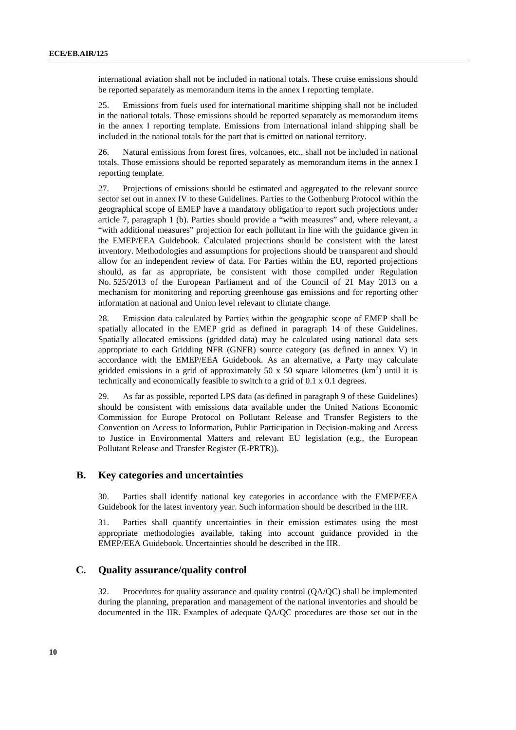international aviation shall not be included in national totals. These cruise emissions should be reported separately as memorandum items in the annex I reporting template.

25. Emissions from fuels used for international maritime shipping shall not be included in the national totals. Those emissions should be reported separately as memorandum items in the annex I reporting template. Emissions from international inland shipping shall be included in the national totals for the part that is emitted on national territory.

26. Natural emissions from forest fires, volcanoes, etc., shall not be included in national totals. Those emissions should be reported separately as memorandum items in the annex I reporting template.

27. Projections of emissions should be estimated and aggregated to the relevant source sector set out in annex IV to these Guidelines. Parties to the Gothenburg Protocol within the geographical scope of EMEP have a mandatory obligation to report such projections under article 7, paragraph 1 (b). Parties should provide a "with measures" and, where relevant, a "with additional measures" projection for each pollutant in line with the guidance given in the EMEP/EEA Guidebook. Calculated projections should be consistent with the latest inventory. Methodologies and assumptions for projections should be transparent and should allow for an independent review of data. For Parties within the EU, reported projections should, as far as appropriate, be consistent with those compiled under Regulation No. 525/2013 of the European Parliament and of the Council of 21 May 2013 on a mechanism for monitoring and reporting greenhouse gas emissions and for reporting other information at national and Union level relevant to climate change.

28. Emission data calculated by Parties within the geographic scope of EMEP shall be spatially allocated in the EMEP grid as defined in paragraph 14 of these Guidelines. Spatially allocated emissions (gridded data) may be calculated using national data sets appropriate to each Gridding NFR (GNFR) source category (as defined in annex V) in accordance with the EMEP/EEA Guidebook. As an alternative, a Party may calculate gridded emissions in a grid of approximately 50 x 50 square kilometres ($km^2$) until it is technically and economically feasible to switch to a grid of 0.1 x 0.1 degrees.

29. As far as possible, reported LPS data (as defined in paragraph 9 of these Guidelines) should be consistent with emissions data available under the United Nations Economic Commission for Europe Protocol on Pollutant Release and Transfer Registers to the Convention on Access to Information, Public Participation in Decision-making and Access to Justice in Environmental Matters and relevant EU legislation (e.g., the European Pollutant Release and Transfer Register (E-PRTR)).

## B. Key categories and uncertainties

30. Parties shall identify national key categories in accordance with the EMEP/EEA Guidebook for the latest inventory year. Such information should be described in the IIR.

31. Parties shall quantify uncertainties in their emission estimates using the most appropriate methodologies available, taking into account guidance provided in the EMEP/EEA Guidebook. Uncertainties should be described in the IIR.

## C. Quality assurance/quality control

32. Procedures for quality assurance and quality control (QA/QC) shall be implemented during the planning, preparation and management of the national inventories and should be documented in the IIR. Examples of adequate QA/QC procedures are those set out in the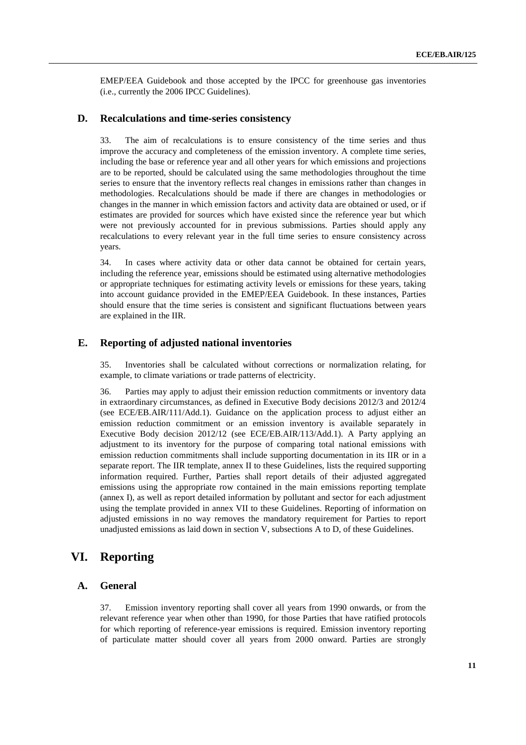EMEP/EEA Guidebook and those accepted by the IPCC for greenhouse gas inventories (i.e., currently the 2006 IPCC Guidelines).

### D. Recalculations and time-series consistency

33. The aim of recalculations is to ensure consistency of the time series and thus improve the accuracy and completeness of the emission inventory. A complete time series, including the base or reference year and all other years for which emissions and projections are to be reported, should be calculated using the same methodologies throughout the time series to ensure that the inventory reflects real changes in emissions rather than changes in methodologies. Recalculations should be made if there are changes in methodologies or changes in the manner in which emission factors and activity data are obtained or used, or if estimates are provided for sources which have existed since the reference year but which were not previously accounted for in previous submissions. Parties should apply any recalculations to every relevant year in the full time series to ensure consistency across years.

34. In cases where activity data or other data cannot be obtained for certain years, including the reference year, emissions should be estimated using alternative methodologies or appropriate techniques for estimating activity levels or emissions for these years, taking into account guidance provided in the EMEP/EEA Guidebook. In these instances, Parties should ensure that the time series is consistent and significant fluctuations between years are explained in the IIR.

### E. Reporting of adjusted national inventories

35. Inventories shall be calculated without corrections or normalization relating, for example, to climate variations or trade patterns of electricity.

36. Parties may apply to adjust their emission reduction commitments or inventory data in extraordinary circumstances, as defined in Executive Body decisions 2012/3 and 2012/4 (see ECE/EB.AIR/111/Add.1). Guidance on the application process to adjust either an emission reduction commitment or an emission inventory is available separately in Executive Body decision 2012/12 (see ECE/EB.AIR/113/Add.1). A Party applying an adjustment to its inventory for the purpose of comparing total national emissions with emission reduction commitments shall include supporting documentation in its IIR or in a separate report. The IIR template, annex II to these Guidelines, lists the required supporting information required. Further, Parties shall report details of their adjusted aggregated emissions using the appropriate row contained in the main emissions reporting template (annex I), as well as report detailed information by pollutant and sector for each adjustment using the template provided in annex VII to these Guidelines. Reporting of information on adjusted emissions in no way removes the mandatory requirement for Parties to report unadjusted emissions as laid down in section V, subsections A to D, of these Guidelines.

## VI. Reporting

### A. General

37. Emission inventory reporting shall cover all years from 1990 onwards, or from the relevant reference year when other than 1990, for those Parties that have ratified protocols for which reporting of reference-year emissions is required. Emission inventory reporting of particulate matter should cover all years from 2000 onward. Parties are strongly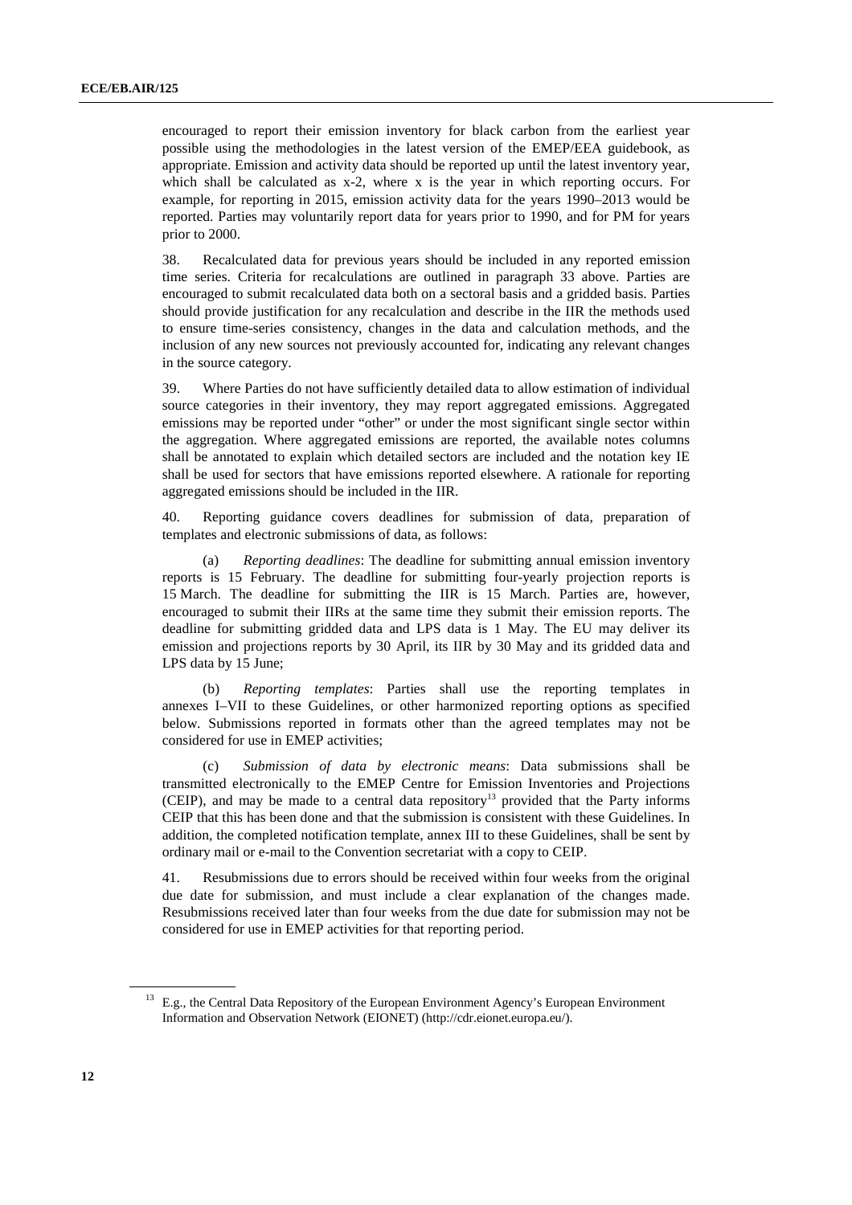encouraged to report their emission inventory for black carbon from the earliest year possible using the methodologies in the latest version of the EMEP/EEA guidebook, as appropriate. Emission and activity data should be reported up until the latest inventory year, which shall be calculated as x-2, where x is the year in which reporting occurs. For example, for reporting in 2015, emission activity data for the years 1990–2013 would be reported. Parties may voluntarily report data for years prior to 1990, and for PM for years prior to 2000.

38. Recalculated data for previous years should be included in any reported emission time series. Criteria for recalculations are outlined in paragraph 33 above. Parties are encouraged to submit recalculated data both on a sectoral basis and a gridded basis. Parties should provide justification for any recalculation and describe in the IIR the methods used to ensure time-series consistency, changes in the data and calculation methods, and the inclusion of any new sources not previously accounted for, indicating any relevant changes in the source category.

39. Where Parties do not have sufficiently detailed data to allow estimation of individual source categories in their inventory, they may report aggregated emissions. Aggregated emissions may be reported under "other" or under the most significant single sector within the aggregation. Where aggregated emissions are reported, the available notes columns shall be annotated to explain which detailed sectors are included and the notation key IE shall be used for sectors that have emissions reported elsewhere. A rationale for reporting aggregated emissions should be included in the IIR.

40. Reporting guidance covers deadlines for submission of data, preparation of templates and electronic submissions of data, as follows:

(a) *Reporting deadlines*: The deadline for submitting annual emission inventory reports is 15 February. The deadline for submitting four-yearly projection reports is 15 March. The deadline for submitting the IIR is 15 March. Parties are, however, encouraged to submit their IIRs at the same time they submit their emission reports. The deadline for submitting gridded data and LPS data is 1 May. The EU may deliver its emission and projections reports by 30 April, its IIR by 30 May and its gridded data and LPS data by 15 June;

(b) *Reporting templates*: Parties shall use the reporting templates in annexes I–VII to these Guidelines, or other harmonized reporting options as specified below. Submissions reported in formats other than the agreed templates may not be considered for use in EMEP activities;

(c) *Submission of data by electronic means*: Data submissions shall be transmitted electronically to the EMEP Centre for Emission Inventories and Projections (CEIP), and may be made to a central data repository[13] provided that the Party informs CEIP that this has been done and that the submission is consistent with these Guidelines. In addition, the completed notification template, annex III to these Guidelines, shall be sent by ordinary mail or e-mail to the Convention secretariat with a copy to CEIP.

41. Resubmissions due to errors should be received within four weeks from the original due date for submission, and must include a clear explanation of the changes made. Resubmissions received later than four weeks from the due date for submission may not be considered for use in EMEP activities for that reporting period.

[13] E.g., the Central Data Repository of the European Environment Agency's European Environment Information and Observation Network (EIONET) (http://cdr.eionet.europa.eu/).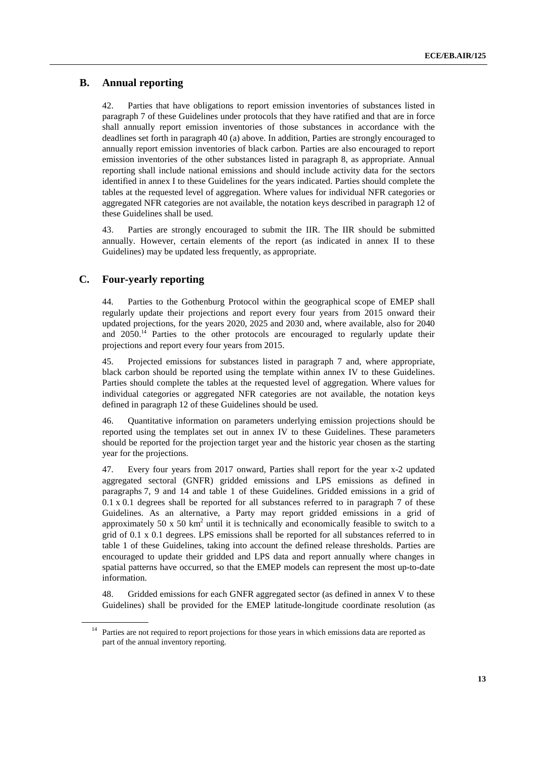## B. Annual reporting

42. Parties that have obligations to report emission inventories of substances listed in paragraph 7 of these Guidelines under protocols that they have ratified and that are in force shall annually report emission inventories of those substances in accordance with the deadlines set forth in paragraph 40 (a) above. In addition, Parties are strongly encouraged to annually report emission inventories of black carbon. Parties are also encouraged to report emission inventories of the other substances listed in paragraph 8, as appropriate. Annual reporting shall include national emissions and should include activity data for the sectors identified in annex I to these Guidelines for the years indicated. Parties should complete the tables at the requested level of aggregation. Where values for individual NFR categories or aggregated NFR categories are not available, the notation keys described in paragraph 12 of these Guidelines shall be used.

43. Parties are strongly encouraged to submit the IIR. The IIR should be submitted annually. However, certain elements of the report (as indicated in annex II to these Guidelines) may be updated less frequently, as appropriate.

## C. Four-yearly reporting

44. Parties to the Gothenburg Protocol within the geographical scope of EMEP shall regularly update their projections and report every four years from 2015 onward their updated projections, for the years 2020, 2025 and 2030 and, where available, also for 2040 and 2050.[14] Parties to the other protocols are encouraged to regularly update their projections and report every four years from 2015.

45. Projected emissions for substances listed in paragraph 7 and, where appropriate, black carbon should be reported using the template within annex IV to these Guidelines. Parties should complete the tables at the requested level of aggregation. Where values for individual categories or aggregated NFR categories are not available, the notation keys defined in paragraph 12 of these Guidelines should be used.

46. Quantitative information on parameters underlying emission projections should be reported using the templates set out in annex IV to these Guidelines. These parameters should be reported for the projection target year and the historic year chosen as the starting year for the projections.

47. Every four years from 2017 onward, Parties shall report for the year x-2 updated aggregated sectoral (GNFR) gridded emissions and LPS emissions as defined in paragraphs 7, 9 and 14 and table 1 of these Guidelines. Gridded emissions in a grid of 0.1 x 0.1 degrees shall be reported for all substances referred to in paragraph 7 of these Guidelines. As an alternative, a Party may report gridded emissions in a grid of approximately 50 x 50 $km^2$ until it is technically and economically feasible to switch to a grid of 0.1 x 0.1 degrees. LPS emissions shall be reported for all substances referred to in table 1 of these Guidelines, taking into account the defined release thresholds. Parties are encouraged to update their gridded and LPS data and report annually where changes in spatial patterns have occurred, so that the EMEP models can represent the most up-to-date information.

48. Gridded emissions for each GNFR aggregated sector (as defined in annex V to these Guidelines) shall be provided for the EMEP latitude-longitude coordinate resolution (as

---

[14] Parties are not required to report projections for those years in which emissions data are reported as part of the annual inventory reporting.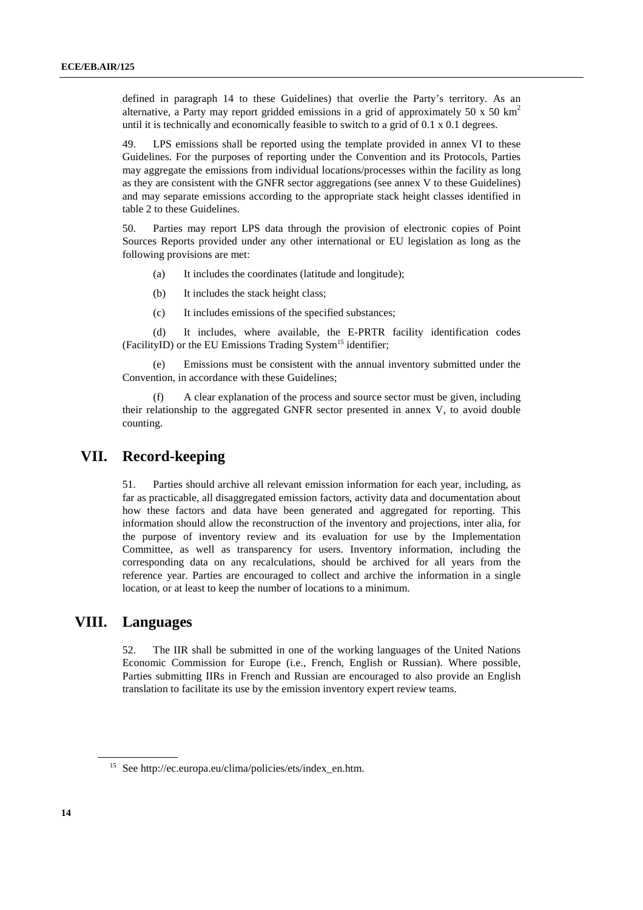defined in paragraph 14 to these Guidelines) that overlie the Party's territory. As an alternative, a Party may report gridded emissions in a grid of approximately 50 x 50 $km^2$ until it is technically and economically feasible to switch to a grid of 0.1 x 0.1 degrees.

49. LPS emissions shall be reported using the template provided in annex VI to these Guidelines. For the purposes of reporting under the Convention and its Protocols, Parties may aggregate the emissions from individual locations/processes within the facility as long as they are consistent with the GNFR sector aggregations (see annex V to these Guidelines) and may separate emissions according to the appropriate stack height classes identified in table 2 to these Guidelines.

50. Parties may report LPS data through the provision of electronic copies of Point Sources Reports provided under any other international or EU legislation as long as the following provisions are met:

(a) It includes the coordinates (latitude and longitude);

(b) It includes the stack height class;

(c) It includes emissions of the specified substances;

(d) It includes, where available, the E-PRTR facility identification codes (FacilityID) or the EU Emissions Trading System[15] identifier;

(e) Emissions must be consistent with the annual inventory submitted under the Convention, in accordance with these Guidelines;

(f) A clear explanation of the process and source sector must be given, including their relationship to the aggregated GNFR sector presented in annex V, to avoid double counting.

# VII. Record-keeping

51. Parties should archive all relevant emission information for each year, including, as far as practicable, all disaggregated emission factors, activity data and documentation about how these factors and data have been generated and aggregated for reporting. This information should allow the reconstruction of the inventory and projections, inter alia, for the purpose of inventory review and its evaluation for use by the Implementation Committee, as well as transparency for users. Inventory information, including the corresponding data on any recalculations, should be archived for all years from the reference year. Parties are encouraged to collect and archive the information in a single location, or at least to keep the number of locations to a minimum.

# VIII. Languages

52. The IIR shall be submitted in one of the working languages of the United Nations Economic Commission for Europe (i.e., French, English or Russian). Where possible, Parties submitting IIRs in French and Russian are encouraged to also provide an English translation to facilitate its use by the emission inventory expert review teams.

---

[15] See http://ec.europa.eu/clima/policies/ets/index_en.htm.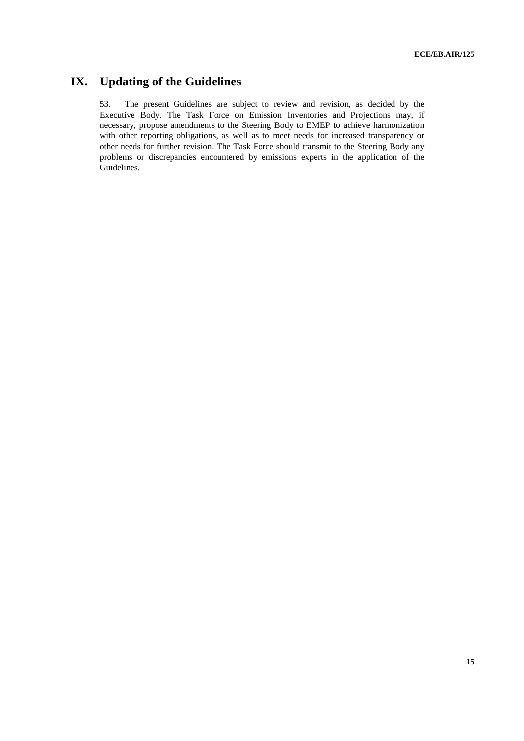# IX. Updating of the Guidelines

53. The present Guidelines are subject to review and revision, as decided by the Executive Body. The Task Force on Emission Inventories and Projections may, if necessary, propose amendments to the Steering Body to EMEP to achieve harmonization with other reporting obligations, as well as to meet needs for increased transparency or other needs for further revision. The Task Force should transmit to the Steering Body any problems or discrepancies encountered by emissions experts in the application of the Guidelines.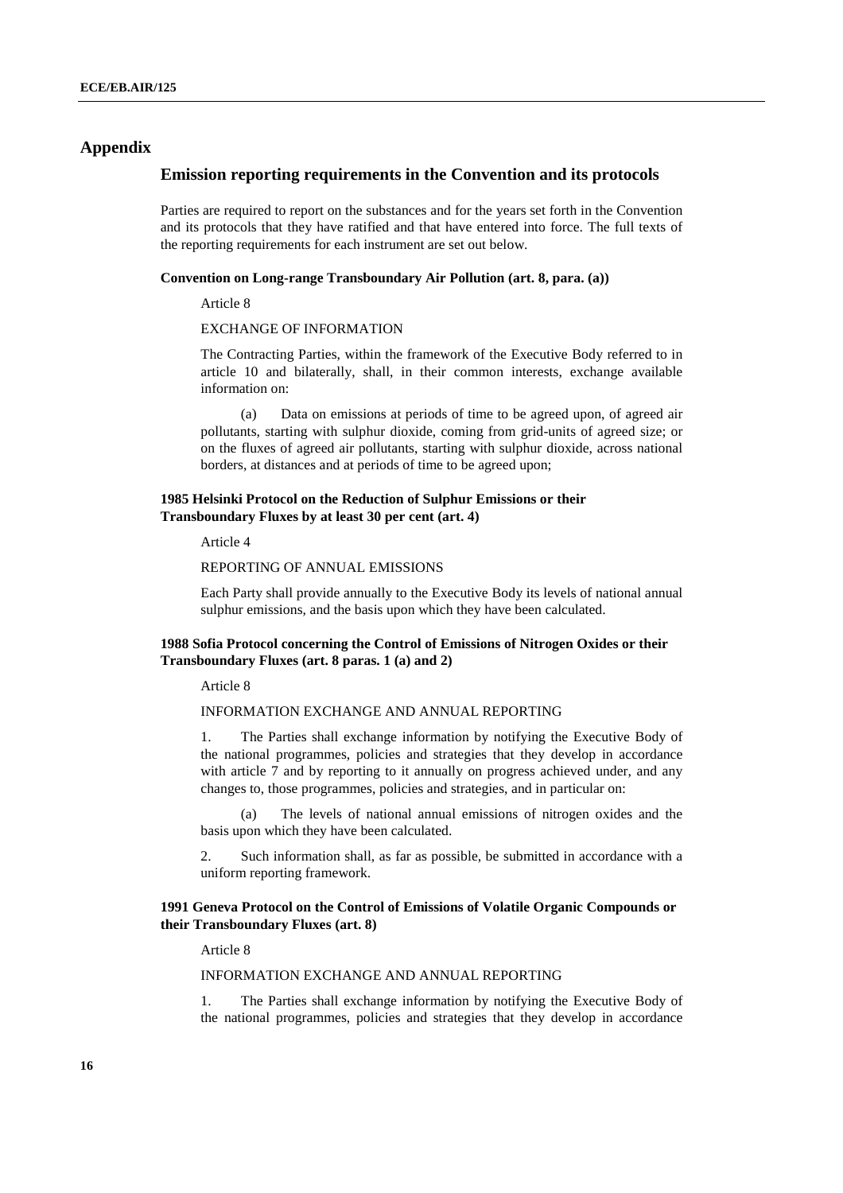## Appendix

### Emission reporting requirements in the Convention and its protocols

Parties are required to report on the substances and for the years set forth in the Convention and its protocols that they have ratified and that have entered into force. The full texts of the reporting requirements for each instrument are set out below.

**Convention on Long-range Transboundary Air Pollution (art. 8, para. (a))**

Article 8

EXCHANGE OF INFORMATION

The Contracting Parties, within the framework of the Executive Body referred to in article 10 and bilaterally, shall, in their common interests, exchange available information on:

(a) Data on emissions at periods of time to be agreed upon, of agreed air pollutants, starting with sulphur dioxide, coming from grid-units of agreed size; or on the fluxes of agreed air pollutants, starting with sulphur dioxide, across national borders, at distances and at periods of time to be agreed upon;

**1985 Helsinki Protocol on the Reduction of Sulphur Emissions or their Transboundary Fluxes by at least 30 per cent (art. 4)**

Article 4

REPORTING OF ANNUAL EMISSIONS

Each Party shall provide annually to the Executive Body its levels of national annual sulphur emissions, and the basis upon which they have been calculated.

**1988 Sofia Protocol concerning the Control of Emissions of Nitrogen Oxides or their Transboundary Fluxes (art. 8 paras. 1 (a) and 2)**

Article 8

INFORMATION EXCHANGE AND ANNUAL REPORTING

1. The Parties shall exchange information by notifying the Executive Body of the national programmes, policies and strategies that they develop in accordance with article 7 and by reporting to it annually on progress achieved under, and any changes to, those programmes, policies and strategies, and in particular on:

(a) The levels of national annual emissions of nitrogen oxides and the basis upon which they have been calculated.

2. Such information shall, as far as possible, be submitted in accordance with a uniform reporting framework.

**1991 Geneva Protocol on the Control of Emissions of Volatile Organic Compounds or their Transboundary Fluxes (art. 8)**

Article 8

INFORMATION EXCHANGE AND ANNUAL REPORTING

1. The Parties shall exchange information by notifying the Executive Body of the national programmes, policies and strategies that they develop in accordance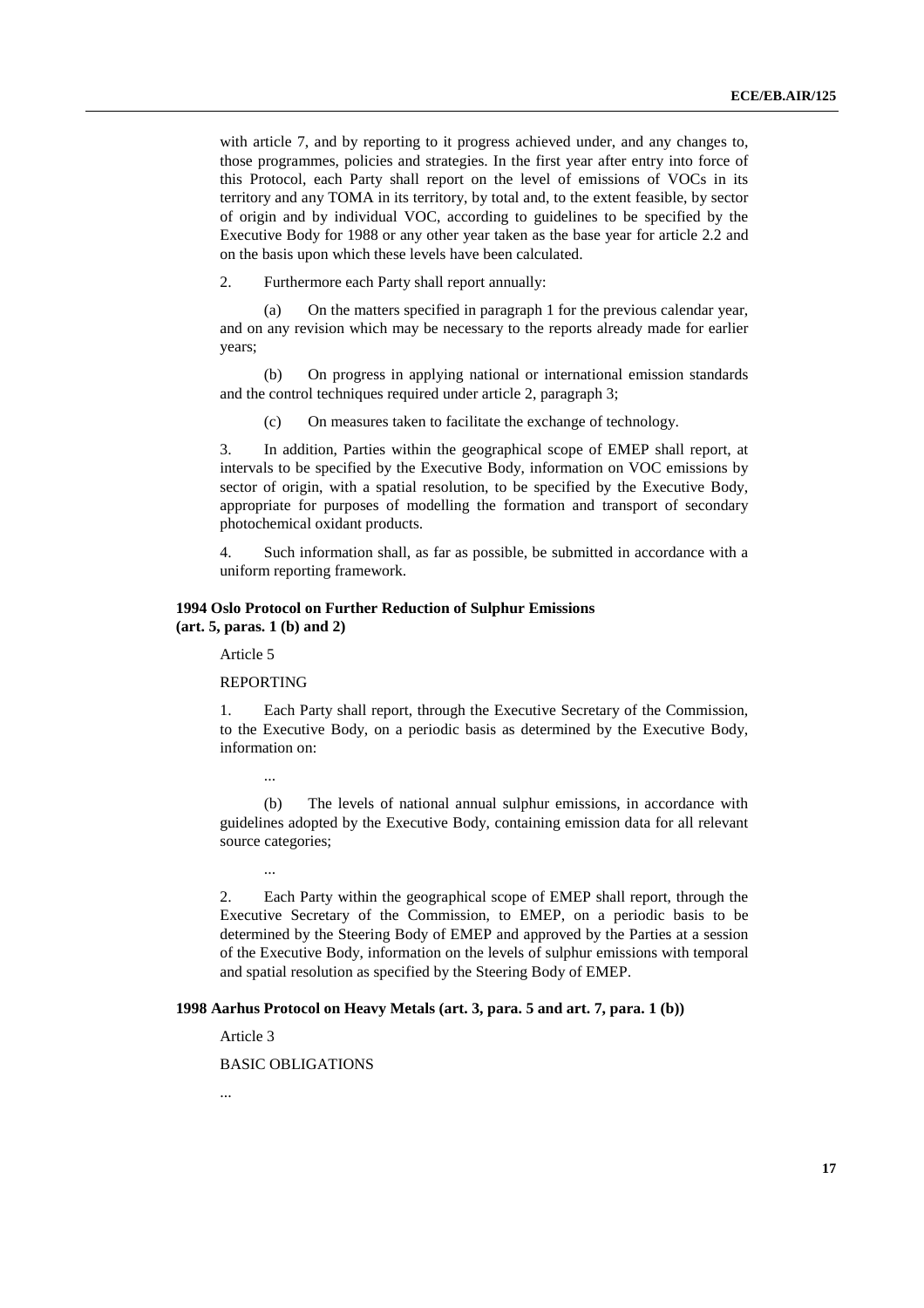with article 7, and by reporting to it progress achieved under, and any changes to, those programmes, policies and strategies. In the first year after entry into force of this Protocol, each Party shall report on the level of emissions of VOCs in its territory and any TOMA in its territory, by total and, to the extent feasible, by sector of origin and by individual VOC, according to guidelines to be specified by the Executive Body for 1988 or any other year taken as the base year for article 2.2 and on the basis upon which these levels have been calculated.

2. Furthermore each Party shall report annually:

(a) On the matters specified in paragraph 1 for the previous calendar year, and on any revision which may be necessary to the reports already made for earlier years;

(b) On progress in applying national or international emission standards and the control techniques required under article 2, paragraph 3;

(c) On measures taken to facilitate the exchange of technology.

3. In addition, Parties within the geographical scope of EMEP shall report, at intervals to be specified by the Executive Body, information on VOC emissions by sector of origin, with a spatial resolution, to be specified by the Executive Body, appropriate for purposes of modelling the formation and transport of secondary photochemical oxidant products.

4. Such information shall, as far as possible, be submitted in accordance with a uniform reporting framework.

**1994 Oslo Protocol on Further Reduction of Sulphur Emissions (art. 5, paras. 1 (b) and 2)**

Article 5

REPORTING

1. Each Party shall report, through the Executive Secretary of the Commission, to the Executive Body, on a periodic basis as determined by the Executive Body, information on:

...

(b) The levels of national annual sulphur emissions, in accordance with guidelines adopted by the Executive Body, containing emission data for all relevant source categories;

...

2. Each Party within the geographical scope of EMEP shall report, through the Executive Secretary of the Commission, to EMEP, on a periodic basis to be determined by the Steering Body of EMEP and approved by the Parties at a session of the Executive Body, information on the levels of sulphur emissions with temporal and spatial resolution as specified by the Steering Body of EMEP.

**1998 Aarhus Protocol on Heavy Metals (art. 3, para. 5 and art. 7, para. 1 (b))**

Article 3

BASIC OBLIGATIONS

...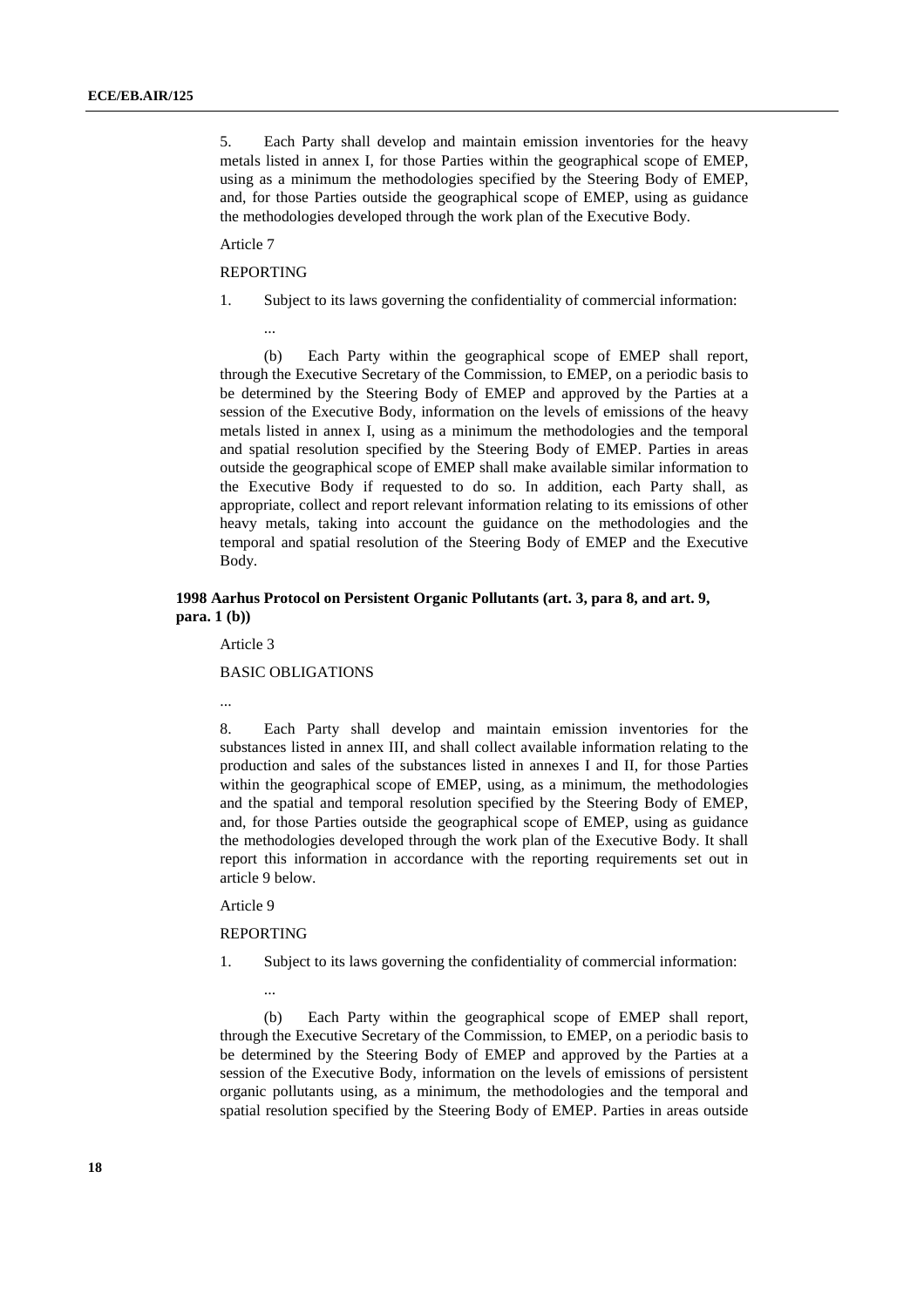5. Each Party shall develop and maintain emission inventories for the heavy metals listed in annex I, for those Parties within the geographical scope of EMEP, using as a minimum the methodologies specified by the Steering Body of EMEP, and, for those Parties outside the geographical scope of EMEP, using as guidance the methodologies developed through the work plan of the Executive Body.

Article 7

REPORTING

1. Subject to its laws governing the confidentiality of commercial information:

...

(b) Each Party within the geographical scope of EMEP shall report, through the Executive Secretary of the Commission, to EMEP, on a periodic basis to be determined by the Steering Body of EMEP and approved by the Parties at a session of the Executive Body, information on the levels of emissions of the heavy metals listed in annex I, using as a minimum the methodologies and the temporal and spatial resolution specified by the Steering Body of EMEP. Parties in areas outside the geographical scope of EMEP shall make available similar information to the Executive Body if requested to do so. In addition, each Party shall, as appropriate, collect and report relevant information relating to its emissions of other heavy metals, taking into account the guidance on the methodologies and the temporal and spatial resolution of the Steering Body of EMEP and the Executive Body.

**1998 Aarhus Protocol on Persistent Organic Pollutants (art. 3, para 8, and art. 9, para. 1 (b))**

Article 3

BASIC OBLIGATIONS

...

8. Each Party shall develop and maintain emission inventories for the substances listed in annex III, and shall collect available information relating to the production and sales of the substances listed in annexes I and II, for those Parties within the geographical scope of EMEP, using, as a minimum, the methodologies and the spatial and temporal resolution specified by the Steering Body of EMEP, and, for those Parties outside the geographical scope of EMEP, using as guidance the methodologies developed through the work plan of the Executive Body. It shall report this information in accordance with the reporting requirements set out in article 9 below.

Article 9

REPORTING

1. Subject to its laws governing the confidentiality of commercial information:

...

(b) Each Party within the geographical scope of EMEP shall report, through the Executive Secretary of the Commission, to EMEP, on a periodic basis to be determined by the Steering Body of EMEP and approved by the Parties at a session of the Executive Body, information on the levels of emissions of persistent organic pollutants using, as a minimum, the methodologies and the temporal and spatial resolution specified by the Steering Body of EMEP. Parties in areas outside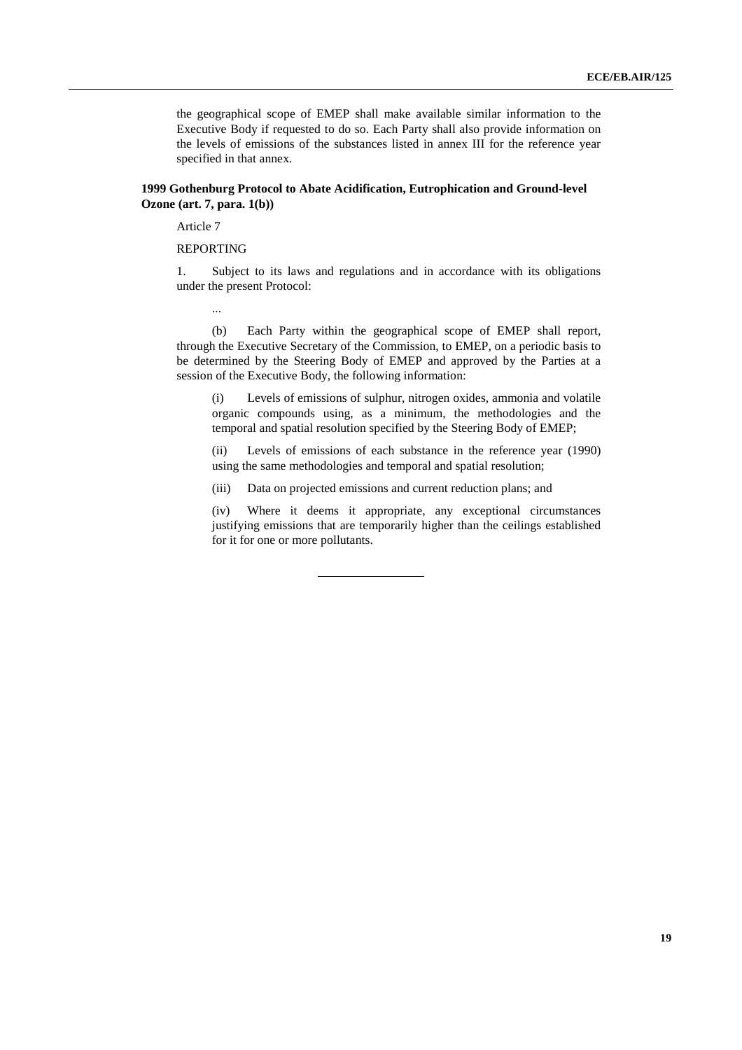the geographical scope of EMEP shall make available similar information to the Executive Body if requested to do so. Each Party shall also provide information on the levels of emissions of the substances listed in annex III for the reference year specified in that annex.

**1999 Gothenburg Protocol to Abate Acidification, Eutrophication and Ground-level Ozone (art. 7, para. 1(b))**

Article 7

REPORTING

1. Subject to its laws and regulations and in accordance with its obligations under the present Protocol:

...

(b) Each Party within the geographical scope of EMEP shall report, through the Executive Secretary of the Commission, to EMEP, on a periodic basis to be determined by the Steering Body of EMEP and approved by the Parties at a session of the Executive Body, the following information:

(i) Levels of emissions of sulphur, nitrogen oxides, ammonia and volatile organic compounds using, as a minimum, the methodologies and the temporal and spatial resolution specified by the Steering Body of EMEP;

(ii) Levels of emissions of each substance in the reference year (1990) using the same methodologies and temporal and spatial resolution;

(iii) Data on projected emissions and current reduction plans; and

(iv) Where it deems it appropriate, any exceptional circumstances justifying emissions that are temporarily higher than the ceilings established for it for one or more pollutants.